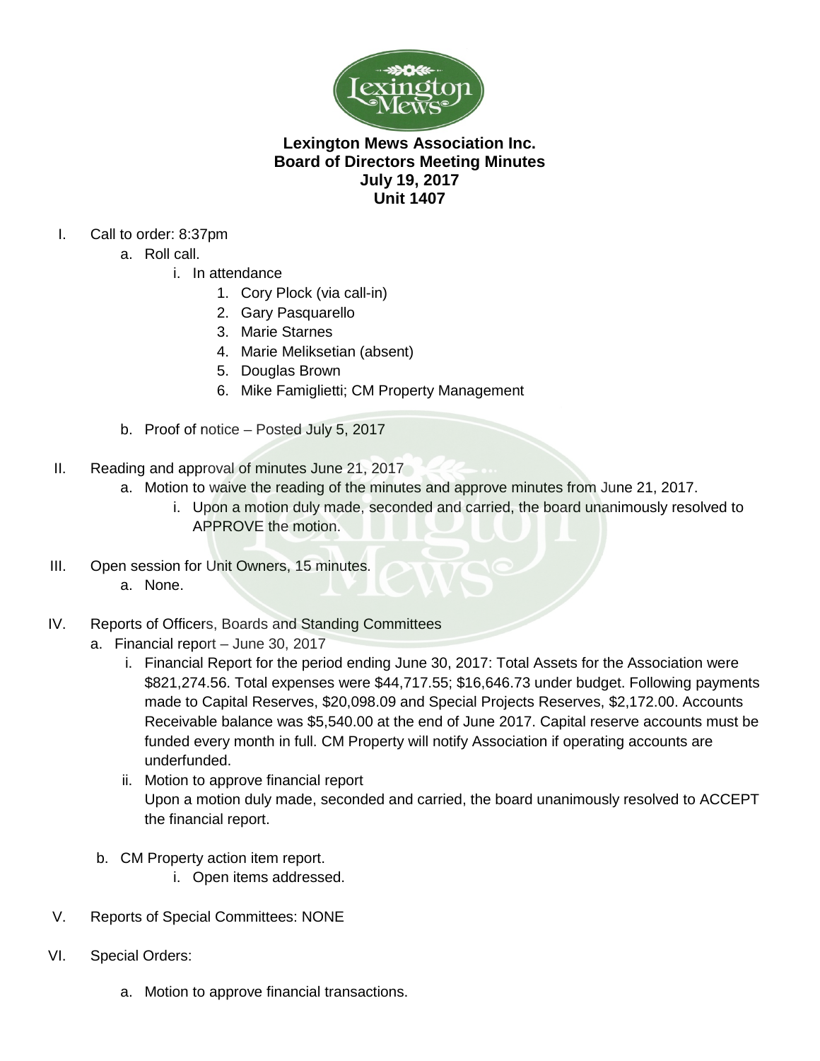# Lexington Mews Association Inc.
## Board of Directors Meeting Minutes
## July 19, 2017
## Unit 1407

I. Call to order: 8:37pm
   a. Roll call.
      i. In attendance
         1. Cory Plock (via call-in)
         2. Gary Pasquarello
         3. Marie Starnes
         4. Marie Meliksetian (absent)
         5. Douglas Brown
         6. Mike Famiglietti; CM Property Management
   b. Proof of notice – Posted July 5, 2017

II. Reading and approval of minutes June 21, 2017
   a. Motion to waive the reading of the minutes and approve minutes from June 21, 2017.
      i. Upon a motion duly made, seconded and carried, the board unanimously resolved to APPROVE the motion.

III. Open session for Unit Owners, 15 minutes.
   a. None.

IV. Reports of Officers, Boards and Standing Committees
   a. Financial report – June 30, 2017
      i. Financial Report for the period ending June 30, 2017: Total Assets for the Association were $821,274.56. Total expenses were $44,717.55; $16,646.73 under budget. Following payments made to Capital Reserves, $20,098.09 and Special Projects Reserves, $2,172.00. Accounts Receivable balance was $5,540.00 at the end of June 2017. Capital reserve accounts must be funded every month in full. CM Property will notify Association if operating accounts are underfunded.
      ii. Motion to approve financial report
      Upon a motion duly made, seconded and carried, the board unanimously resolved to ACCEPT the financial report.
   b. CM Property action item report.
      i. Open items addressed.

V. Reports of Special Committees: NONE

VI. Special Orders:
   a. Motion to approve financial transactions.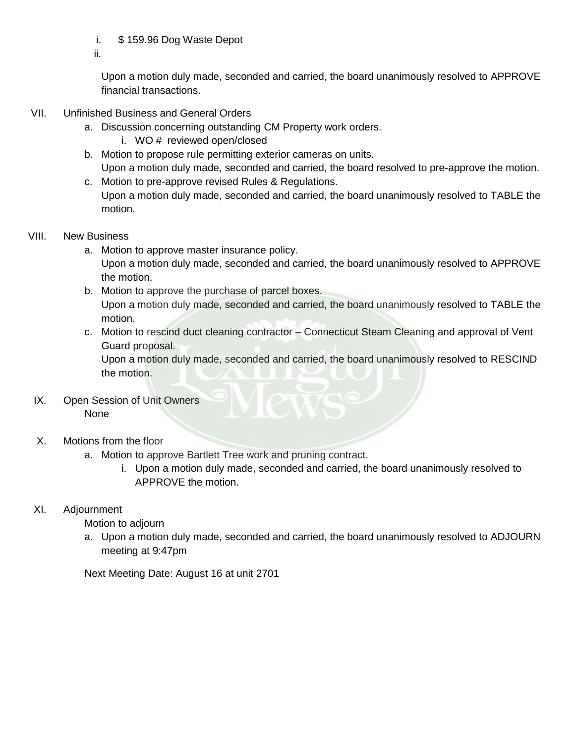i. $ 159.96 Dog Waste Depot
   ii.

   Upon a motion duly made, seconded and carried, the board unanimously resolved to APPROVE financial transactions.

VII. Unfinished Business and General Orders
   a. Discussion concerning outstanding CM Property work orders.
      i. WO # reviewed open/closed
   b. Motion to propose rule permitting exterior cameras on units.
      Upon a motion duly made, seconded and carried, the board resolved to pre-approve the motion.
   c. Motion to pre-approve revised Rules & Regulations.
      Upon a motion duly made, seconded and carried, the board unanimously resolved to TABLE the motion.

VIII. New Business
   a. Motion to approve master insurance policy.
      Upon a motion duly made, seconded and carried, the board unanimously resolved to APPROVE the motion.
   b. Motion to approve the purchase of parcel boxes.
      Upon a motion duly made, seconded and carried, the board unanimously resolved to TABLE the motion.
   c. Motion to rescind duct cleaning contractor – Connecticut Steam Cleaning and approval of Vent Guard proposal.
      Upon a motion duly made, seconded and carried, the board unanimously resolved to RESCIND the motion.

IX. Open Session of Unit Owners
   None

X. Motions from the floor
   a. Motion to approve Bartlett Tree work and pruning contract.
      i. Upon a motion duly made, seconded and carried, the board unanimously resolved to APPROVE the motion.

XI. Adjournment
   Motion to adjourn
   a. Upon a motion duly made, seconded and carried, the board unanimously resolved to ADJOURN meeting at 9:47pm

   Next Meeting Date: August 16 at unit 2701